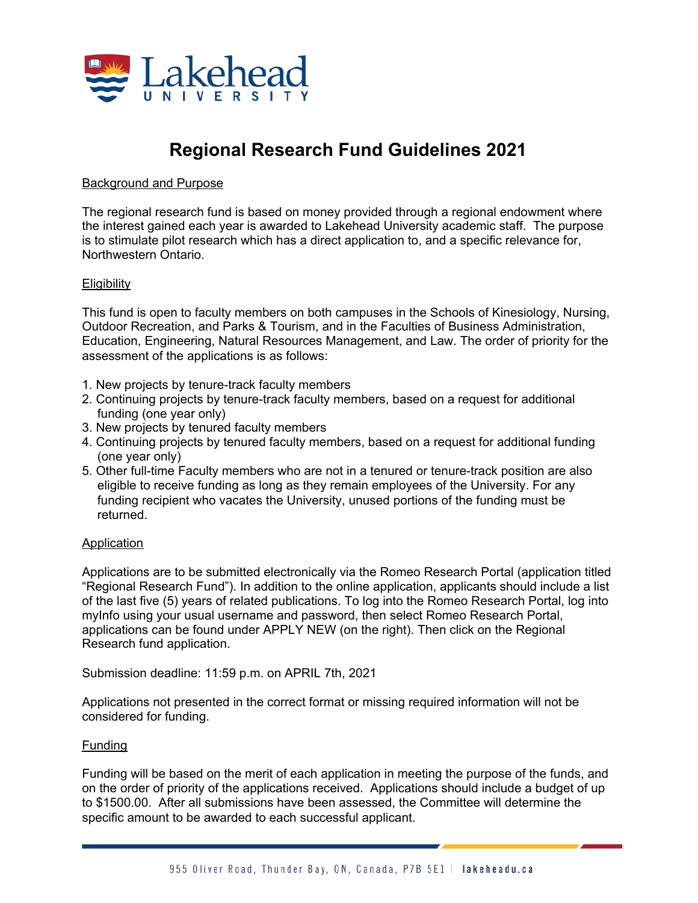# Regional Research Fund Guidelines 2021

## Background and Purpose

The regional research fund is based on money provided through a regional endowment where the interest gained each year is awarded to Lakehead University academic staff. The purpose is to stimulate pilot research which has a direct application to, and a specific relevance for, Northwestern Ontario.

## Eligibility

This fund is open to faculty members on both campuses in the Schools of Kinesiology, Nursing, Outdoor Recreation, and Parks & Tourism, and in the Faculties of Business Administration, Education, Engineering, Natural Resources Management, and Law. The order of priority for the assessment of the applications is as follows:

1. New projects by tenure-track faculty members
2. Continuing projects by tenure-track faculty members, based on a request for additional funding (one year only)
3. New projects by tenured faculty members
4. Continuing projects by tenured faculty members, based on a request for additional funding (one year only)
5. Other full-time Faculty members who are not in a tenured or tenure-track position are also eligible to receive funding as long as they remain employees of the University. For any funding recipient who vacates the University, unused portions of the funding must be returned.

## Application

Applications are to be submitted electronically via the Romeo Research Portal (application titled "Regional Research Fund"). In addition to the online application, applicants should include a list of the last five (5) years of related publications. To log into the Romeo Research Portal, log into myInfo using your usual username and password, then select Romeo Research Portal, applications can be found under APPLY NEW (on the right). Then click on the Regional Research fund application.

Submission deadline: 11:59 p.m. on APRIL 7th, 2021

Applications not presented in the correct format or missing required information will not be considered for funding.

## Funding

Funding will be based on the merit of each application in meeting the purpose of the funds, and on the order of priority of the applications received. Applications should include a budget of up to $1500.00. After all submissions have been assessed, the Committee will determine the specific amount to be awarded to each successful applicant.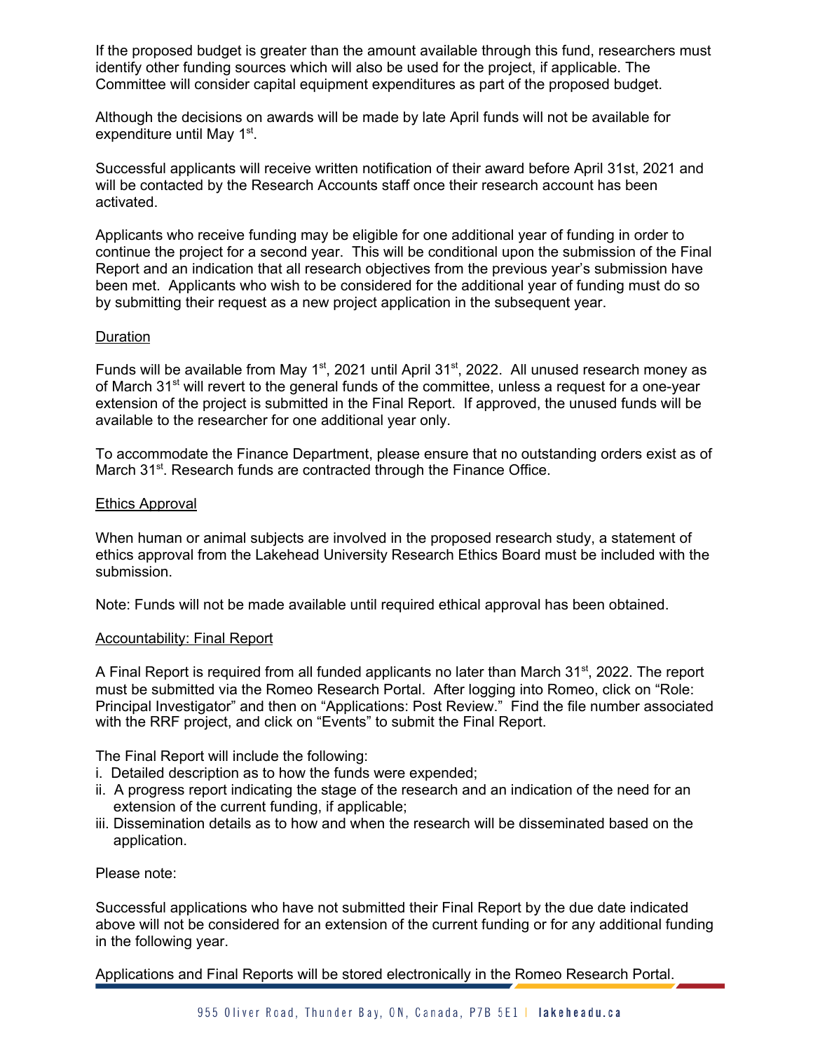If the proposed budget is greater than the amount available through this fund, researchers must identify other funding sources which will also be used for the project, if applicable. The Committee will consider capital equipment expenditures as part of the proposed budget.

Although the decisions on awards will be made by late April funds will not be available for expenditure until May 1st.

Successful applicants will receive written notification of their award before April 31st, 2021 and will be contacted by the Research Accounts staff once their research account has been activated.

Applicants who receive funding may be eligible for one additional year of funding in order to continue the project for a second year. This will be conditional upon the submission of the Final Report and an indication that all research objectives from the previous year's submission have been met. Applicants who wish to be considered for the additional year of funding must do so by submitting their request as a new project application in the subsequent year.

## Duration

Funds will be available from May 1st, 2021 until April 31st, 2022. All unused research money as of March 31st will revert to the general funds of the committee, unless a request for a one-year extension of the project is submitted in the Final Report. If approved, the unused funds will be available to the researcher for one additional year only.

To accommodate the Finance Department, please ensure that no outstanding orders exist as of March 31st. Research funds are contracted through the Finance Office.

## Ethics Approval

When human or animal subjects are involved in the proposed research study, a statement of ethics approval from the Lakehead University Research Ethics Board must be included with the submission.

Note: Funds will not be made available until required ethical approval has been obtained.

## Accountability: Final Report

A Final Report is required from all funded applicants no later than March 31st, 2022. The report must be submitted via the Romeo Research Portal. After logging into Romeo, click on "Role: Principal Investigator" and then on "Applications: Post Review." Find the file number associated with the RRF project, and click on "Events" to submit the Final Report.

The Final Report will include the following:

- i. Detailed description as to how the funds were expended;
- ii. A progress report indicating the stage of the research and an indication of the need for an extension of the current funding, if applicable;
- iii. Dissemination details as to how and when the research will be disseminated based on the application.

Please note:

Successful applications who have not submitted their Final Report by the due date indicated above will not be considered for an extension of the current funding or for any additional funding in the following year.

Applications and Final Reports will be stored electronically in the Romeo Research Portal.